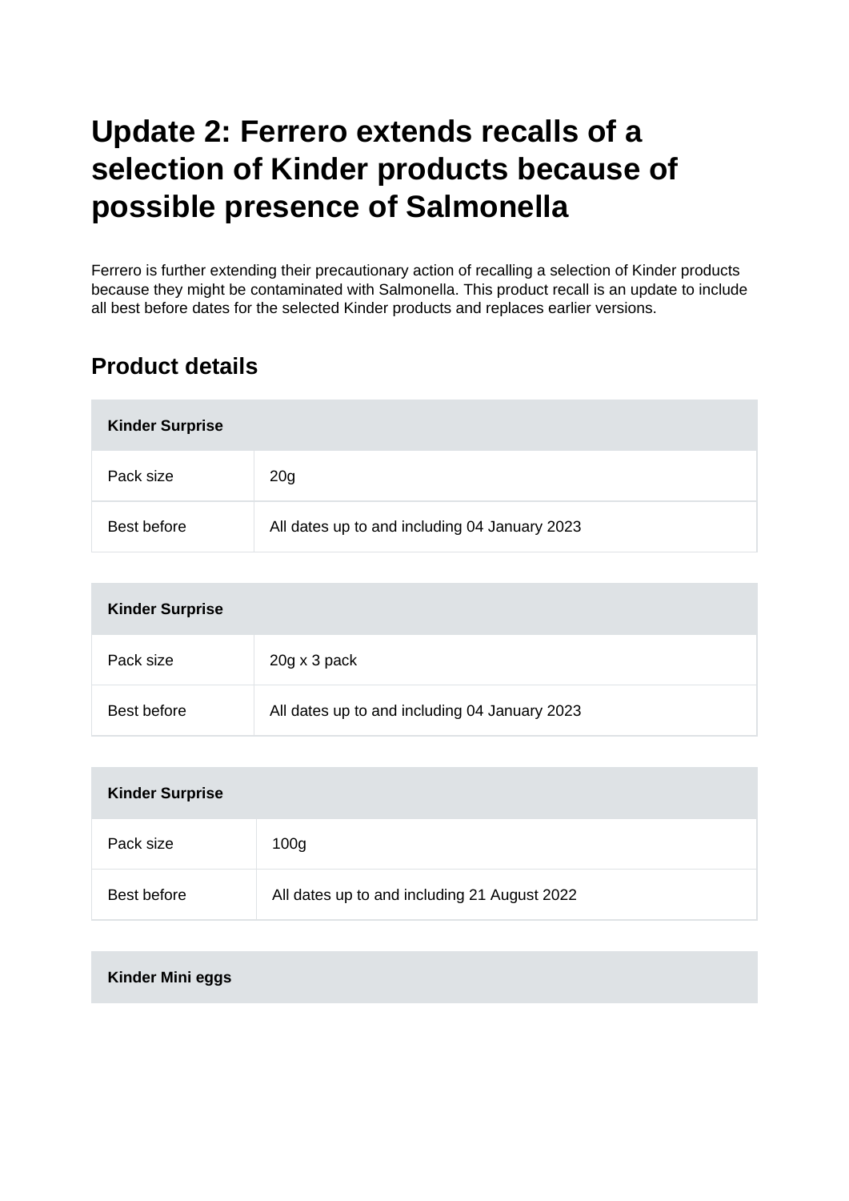# Update 2: Ferrero extends recalls of a selection of Kinder products because of possible presence of Salmonella

Ferrero is further extending their precautionary action of recalling a selection of Kinder products because they might be contaminated with Salmonella. This product recall is an update to include all best before dates for the selected Kinder products and replaces earlier versions.

## Product details

| Kinder Surprise | |
|---|---|
| Pack size | 20g |
| Best before | All dates up to and including 04 January 2023 |

| Kinder Surprise | |
|---|---|
| Pack size | 20g x 3 pack |
| Best before | All dates up to and including 04 January 2023 |

| Kinder Surprise | |
|---|---|
| Pack size | 100g |
| Best before | All dates up to and including 21 August 2022 |

| Kinder Mini eggs | |
|---|---|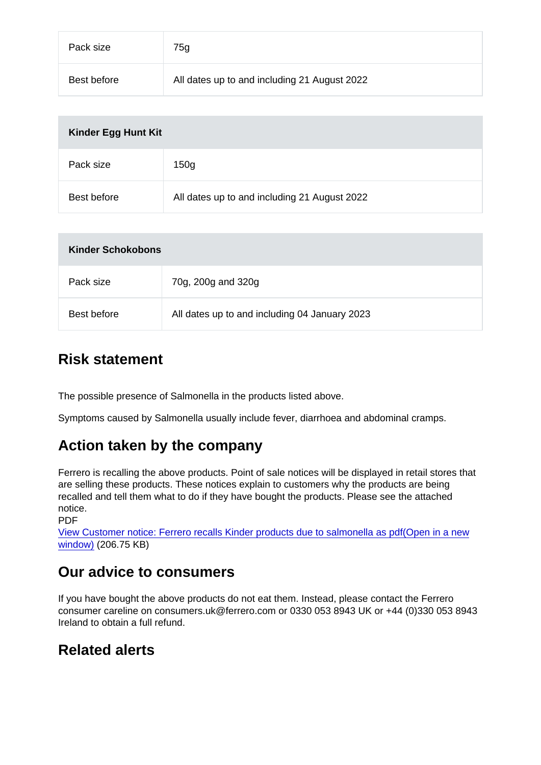| | |
|---|---|
| Pack size | 75g |
| Best before | All dates up to and including 21 August 2022 |

| **Kinder Egg Hunt Kit** | |
|---|---|
| Pack size | 150g |
| Best before | All dates up to and including 21 August 2022 |

| **Kinder Schokobons** | |
|---|---|
| Pack size | 70g, 200g and 320g |
| Best before | All dates up to and including 04 January 2023 |

## Risk statement

The possible presence of Salmonella in the products listed above.

Symptoms caused by Salmonella usually include fever, diarrhoea and abdominal cramps.

## Action taken by the company

Ferrero is recalling the above products. Point of sale notices will be displayed in retail stores that are selling these products. These notices explain to customers why the products are being recalled and tell them what to do if they have bought the products. Please see the attached notice.
PDF
View Customer notice: Ferrero recalls Kinder products due to salmonella as pdf(Open in a new window) (206.75 KB)

## Our advice to consumers

If you have bought the above products do not eat them. Instead, please contact the Ferrero consumer careline on consumers.uk@ferrero.com or 0330 053 8943 UK or +44 (0)330 053 8943 Ireland to obtain a full refund.

## Related alerts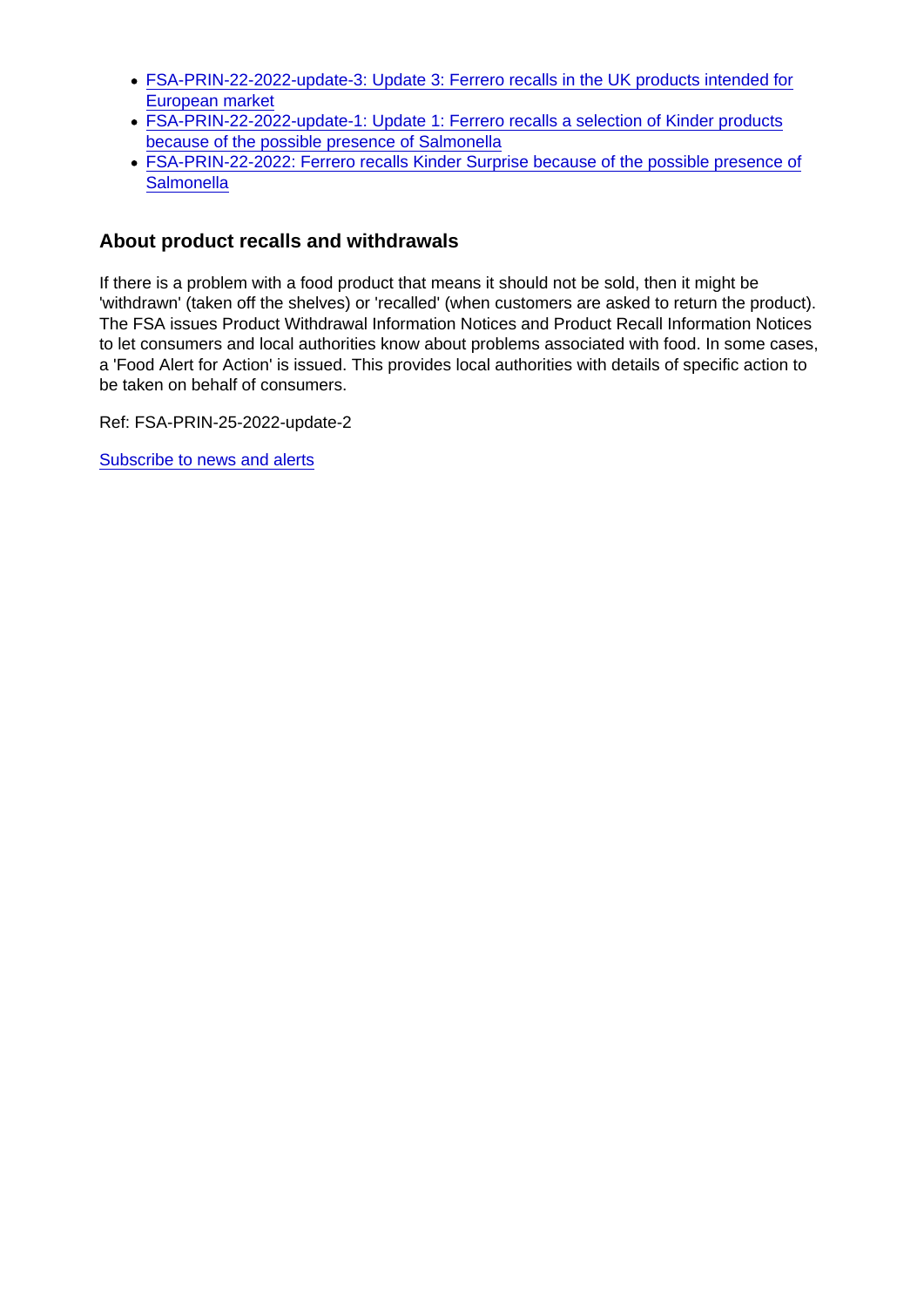- FSA-PRIN-22-2022-update-3: Update 3: Ferrero recalls in the UK products intended for European market
- FSA-PRIN-22-2022-update-1: Update 1: Ferrero recalls a selection of Kinder products because of the possible presence of Salmonella
- FSA-PRIN-22-2022: Ferrero recalls Kinder Surprise because of the possible presence of Salmonella

## About product recalls and withdrawals

If there is a problem with a food product that means it should not be sold, then it might be 'withdrawn' (taken off the shelves) or 'recalled' (when customers are asked to return the product). The FSA issues Product Withdrawal Information Notices and Product Recall Information Notices to let consumers and local authorities know about problems associated with food. In some cases, a 'Food Alert for Action' is issued. This provides local authorities with details of specific action to be taken on behalf of consumers.

Ref: FSA-PRIN-25-2022-update-2

Subscribe to news and alerts